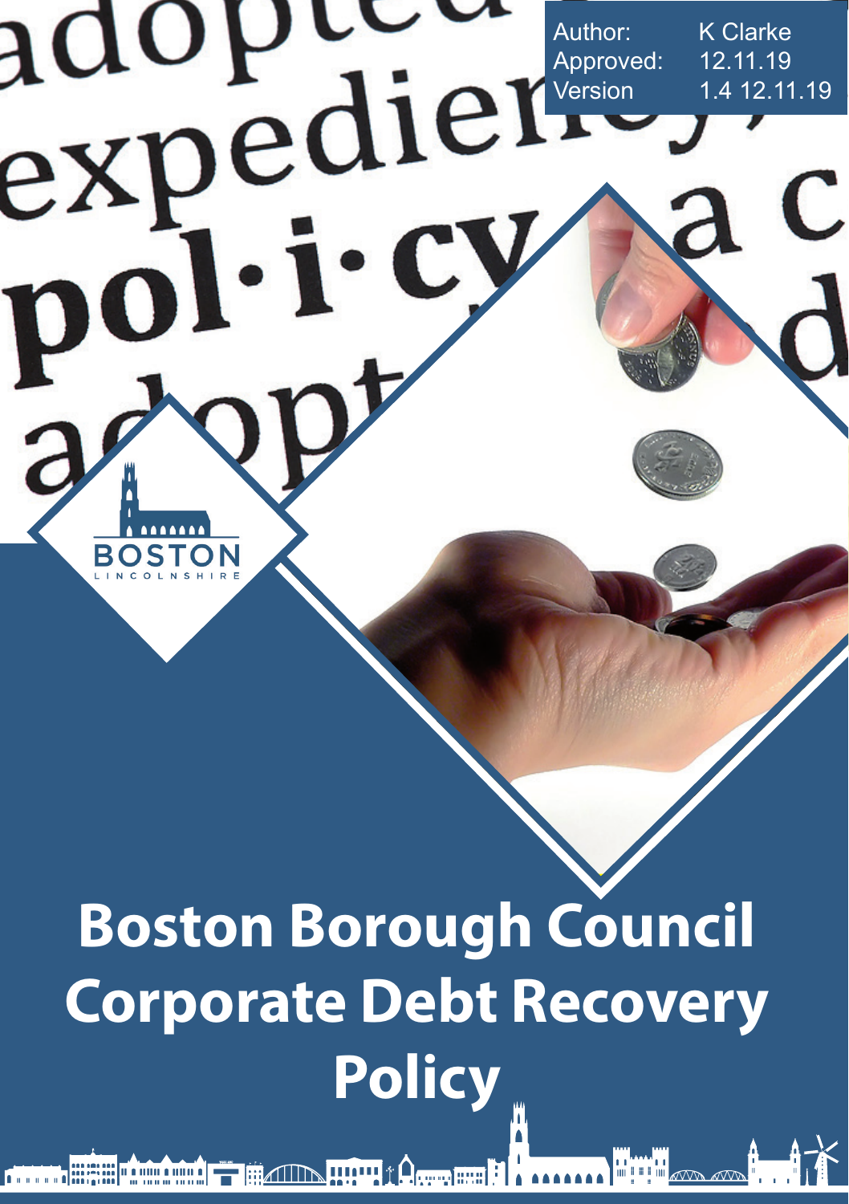| | |
|---|---|
| Author: | K Clarke |
| Approved: | 12.11.19 |
| Version | 1.4 12.11.19 |

# Boston Borough Council Corporate Debt Recovery Policy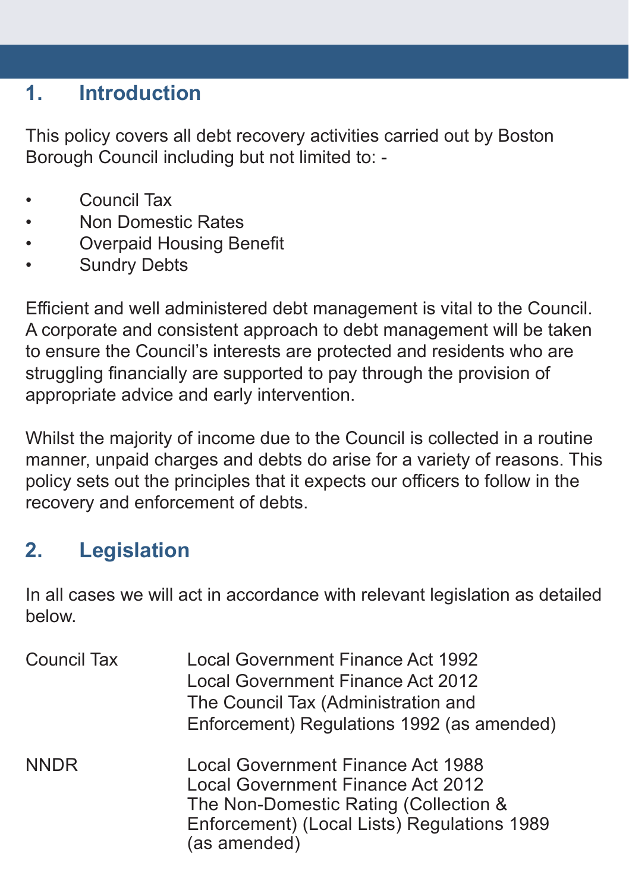## 1. Introduction

This policy covers all debt recovery activities carried out by Boston Borough Council including but not limited to: -

- Council Tax
- Non Domestic Rates
- Overpaid Housing Benefit
- Sundry Debts

Efficient and well administered debt management is vital to the Council. A corporate and consistent approach to debt management will be taken to ensure the Council's interests are protected and residents who are struggling financially are supported to pay through the provision of appropriate advice and early intervention.

Whilst the majority of income due to the Council is collected in a routine manner, unpaid charges and debts do arise for a variety of reasons. This policy sets out the principles that it expects our officers to follow in the recovery and enforcement of debts.

## 2. Legislation

In all cases we will act in accordance with relevant legislation as detailed below.

| | |
|---|---|
| Council Tax | Local Government Finance Act 1992<br>Local Government Finance Act 2012<br>The Council Tax (Administration and Enforcement) Regulations 1992 (as amended) |
| NNDR | Local Government Finance Act 1988<br>Local Government Finance Act 2012<br>The Non-Domestic Rating (Collection & Enforcement) (Local Lists) Regulations 1989 (as amended) |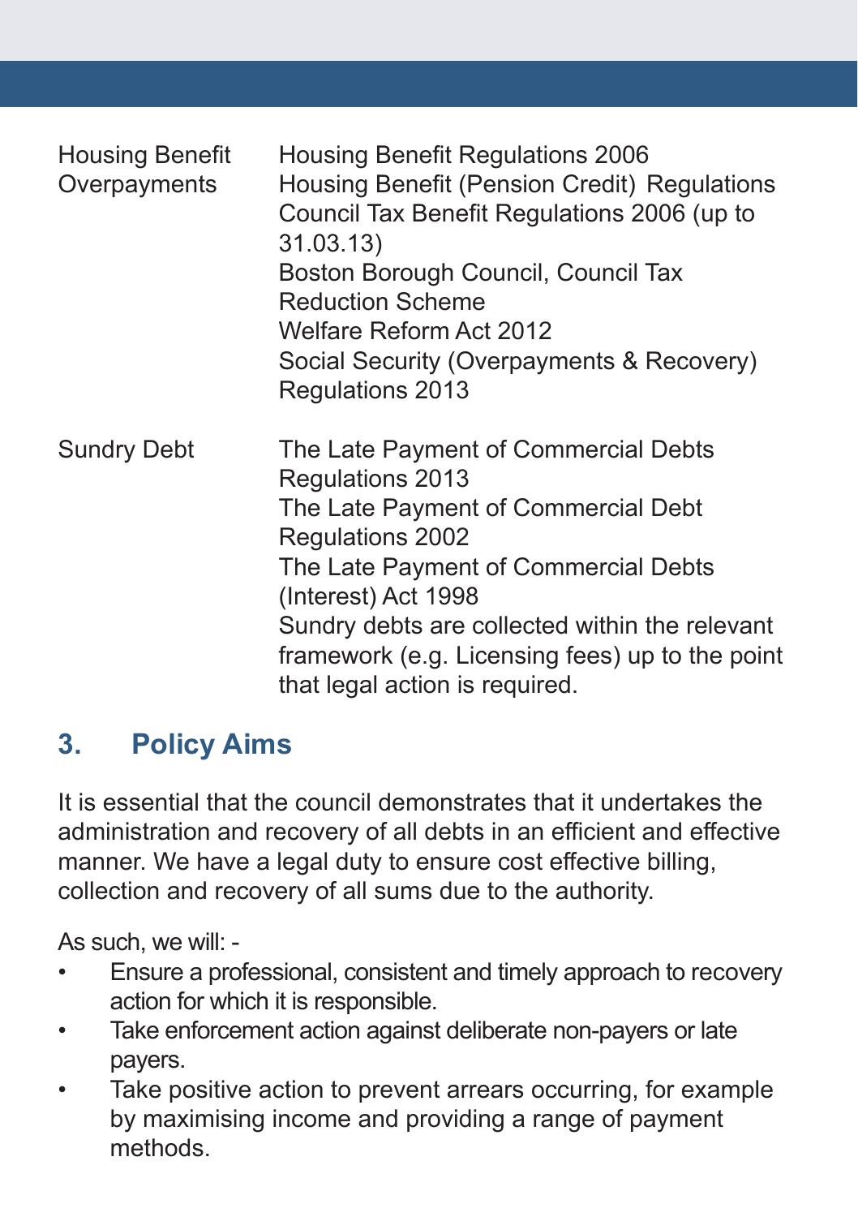| | |
|---|---|
| Housing Benefit Overpayments | Housing Benefit Regulations 2006<br>Housing Benefit (Pension Credit) Regulations<br>Council Tax Benefit Regulations 2006 (up to 31.03.13)<br>Boston Borough Council, Council Tax Reduction Scheme<br>Welfare Reform Act 2012<br>Social Security (Overpayments & Recovery) Regulations 2013 |
| Sundry Debt | The Late Payment of Commercial Debts Regulations 2013<br>The Late Payment of Commercial Debt Regulations 2002<br>The Late Payment of Commercial Debts (Interest) Act 1998<br>Sundry debts are collected within the relevant framework (e.g. Licensing fees) up to the point that legal action is required. |

## 3. Policy Aims

It is essential that the council demonstrates that it undertakes the administration and recovery of all debts in an efficient and effective manner. We have a legal duty to ensure cost effective billing, collection and recovery of all sums due to the authority.

As such, we will: -

- Ensure a professional, consistent and timely approach to recovery action for which it is responsible.
- Take enforcement action against deliberate non-payers or late payers.
- Take positive action to prevent arrears occurring, for example by maximising income and providing a range of payment methods.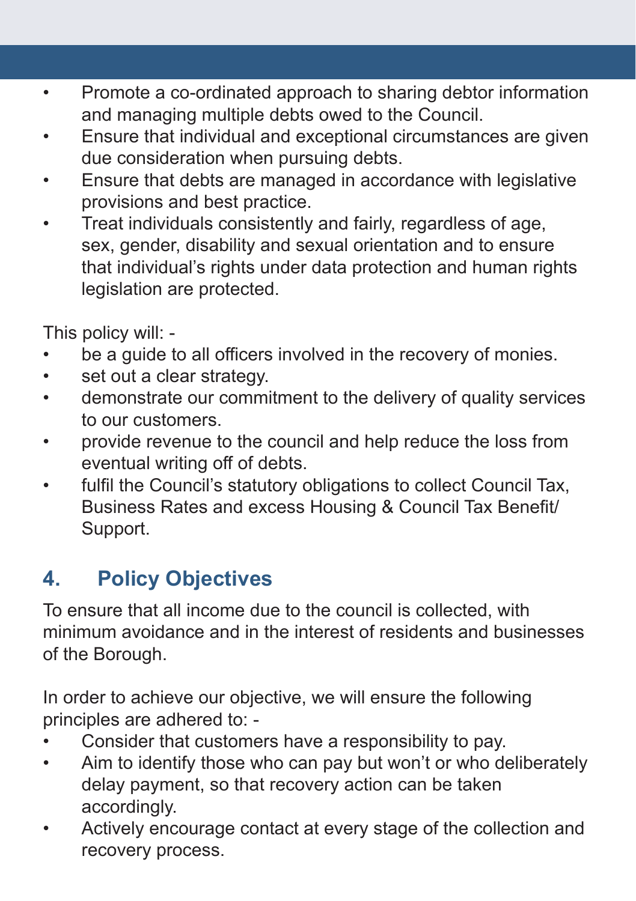- Promote a co-ordinated approach to sharing debtor information and managing multiple debts owed to the Council.
- Ensure that individual and exceptional circumstances are given due consideration when pursuing debts.
- Ensure that debts are managed in accordance with legislative provisions and best practice.
- Treat individuals consistently and fairly, regardless of age, sex, gender, disability and sexual orientation and to ensure that individual's rights under data protection and human rights legislation are protected.

This policy will: -

- be a guide to all officers involved in the recovery of monies.
- set out a clear strategy.
- demonstrate our commitment to the delivery of quality services to our customers.
- provide revenue to the council and help reduce the loss from eventual writing off of debts.
- fulfil the Council's statutory obligations to collect Council Tax, Business Rates and excess Housing & Council Tax Benefit/ Support.

## 4. Policy Objectives

To ensure that all income due to the council is collected, with minimum avoidance and in the interest of residents and businesses of the Borough.

In order to achieve our objective, we will ensure the following principles are adhered to: -

- Consider that customers have a responsibility to pay.
- Aim to identify those who can pay but won't or who deliberately delay payment, so that recovery action can be taken accordingly.
- Actively encourage contact at every stage of the collection and recovery process.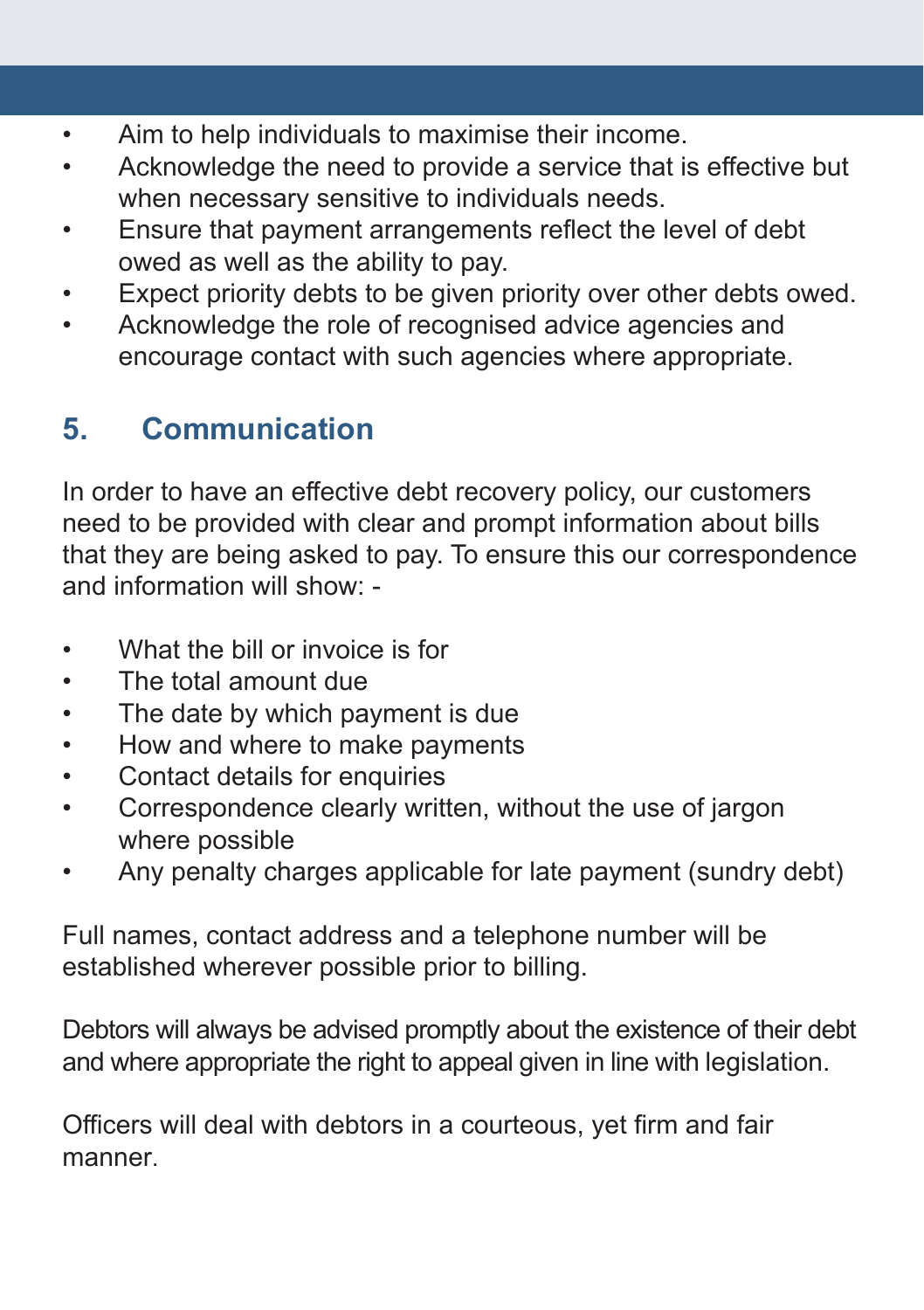- Aim to help individuals to maximise their income.
- Acknowledge the need to provide a service that is effective but when necessary sensitive to individuals needs.
- Ensure that payment arrangements reflect the level of debt owed as well as the ability to pay.
- Expect priority debts to be given priority over other debts owed.
- Acknowledge the role of recognised advice agencies and encourage contact with such agencies where appropriate.

## 5. Communication

In order to have an effective debt recovery policy, our customers need to be provided with clear and prompt information about bills that they are being asked to pay. To ensure this our correspondence and information will show: -

- What the bill or invoice is for
- The total amount due
- The date by which payment is due
- How and where to make payments
- Contact details for enquiries
- Correspondence clearly written, without the use of jargon where possible
- Any penalty charges applicable for late payment (sundry debt)

Full names, contact address and a telephone number will be established wherever possible prior to billing.

Debtors will always be advised promptly about the existence of their debt and where appropriate the right to appeal given in line with legislation.

Officers will deal with debtors in a courteous, yet firm and fair manner.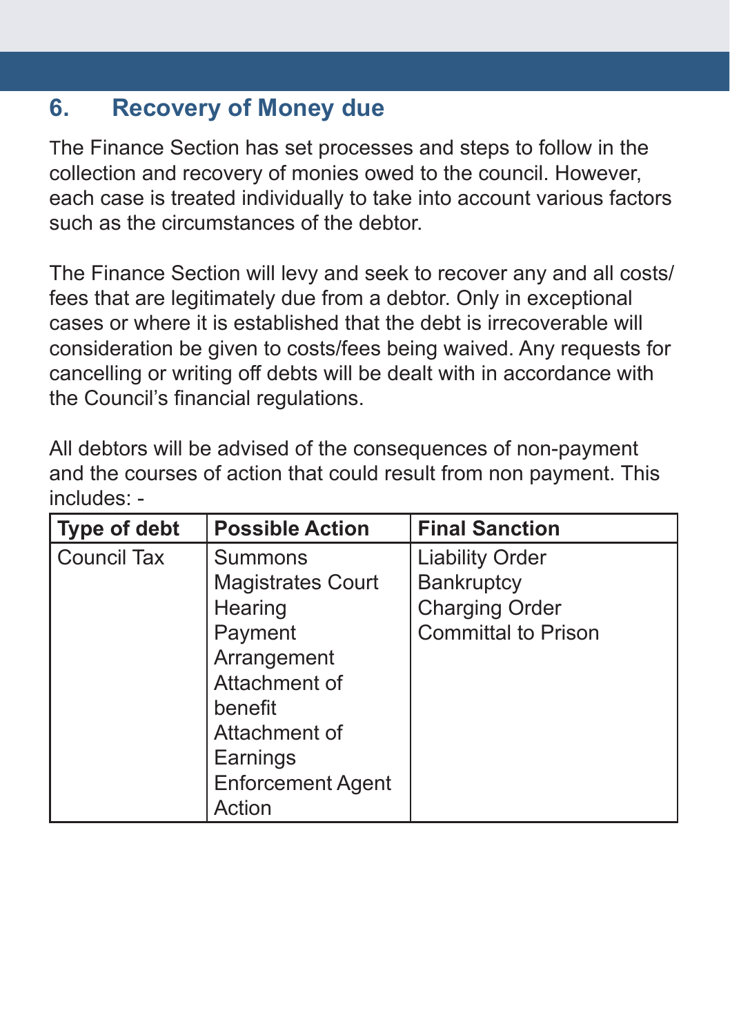## 6. Recovery of Money due

The Finance Section has set processes and steps to follow in the collection and recovery of monies owed to the council. However, each case is treated individually to take into account various factors such as the circumstances of the debtor.

The Finance Section will levy and seek to recover any and all costs/fees that are legitimately due from a debtor. Only in exceptional cases or where it is established that the debt is irrecoverable will consideration be given to costs/fees being waived. Any requests for cancelling or writing off debts will be dealt with in accordance with the Council's financial regulations.

All debtors will be advised of the consequences of non-payment and the courses of action that could result from non payment. This includes: -

| Type of debt | Possible Action | Final Sanction |
|---|---|---|
| Council Tax | Summons<br>Magistrates Court Hearing<br>Payment Arrangement<br>Attachment of benefit<br>Attachment of Earnings<br>Enforcement Agent Action | Liability Order<br>Bankruptcy<br>Charging Order<br>Committal to Prison |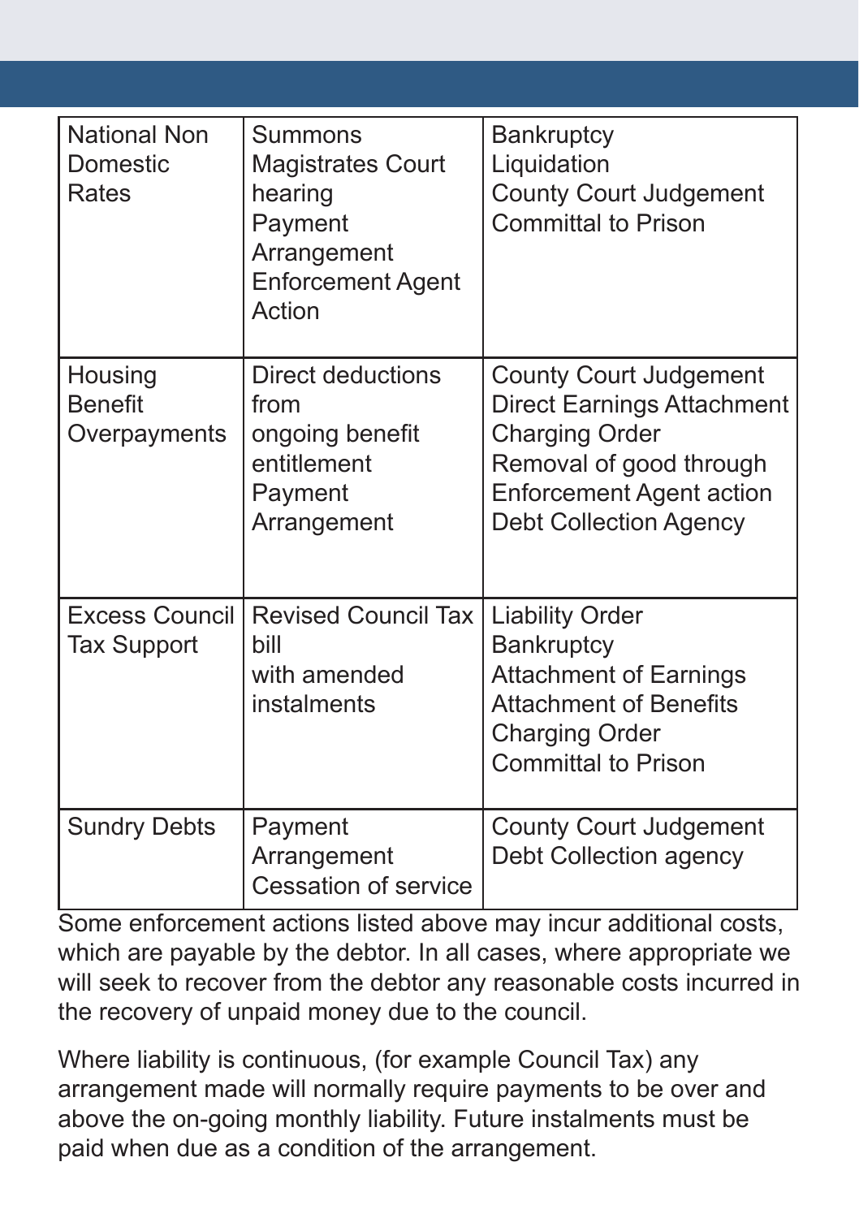| National Non Domestic Rates | Summons<br>Magistrates Court hearing<br>Payment Arrangement<br>Enforcement Agent Action | Bankruptcy<br>Liquidation<br>County Court Judgement<br>Committal to Prison |
|---|---|---|
| Housing Benefit Overpayments | Direct deductions from ongoing benefit entitlement<br>Payment Arrangement | County Court Judgement<br>Direct Earnings Attachment<br>Charging Order<br>Removal of good through Enforcement Agent action<br>Debt Collection Agency |
| Excess Council Tax Support | Revised Council Tax bill with amended instalments | Liability Order<br>Bankruptcy<br>Attachment of Earnings<br>Attachment of Benefits<br>Charging Order<br>Committal to Prison |
| Sundry Debts | Payment Arrangement<br>Cessation of service | County Court Judgement<br>Debt Collection agency |

Some enforcement actions listed above may incur additional costs, which are payable by the debtor. In all cases, where appropriate we will seek to recover from the debtor any reasonable costs incurred in the recovery of unpaid money due to the council.

Where liability is continuous, (for example Council Tax) any arrangement made will normally require payments to be over and above the on-going monthly liability. Future instalments must be paid when due as a condition of the arrangement.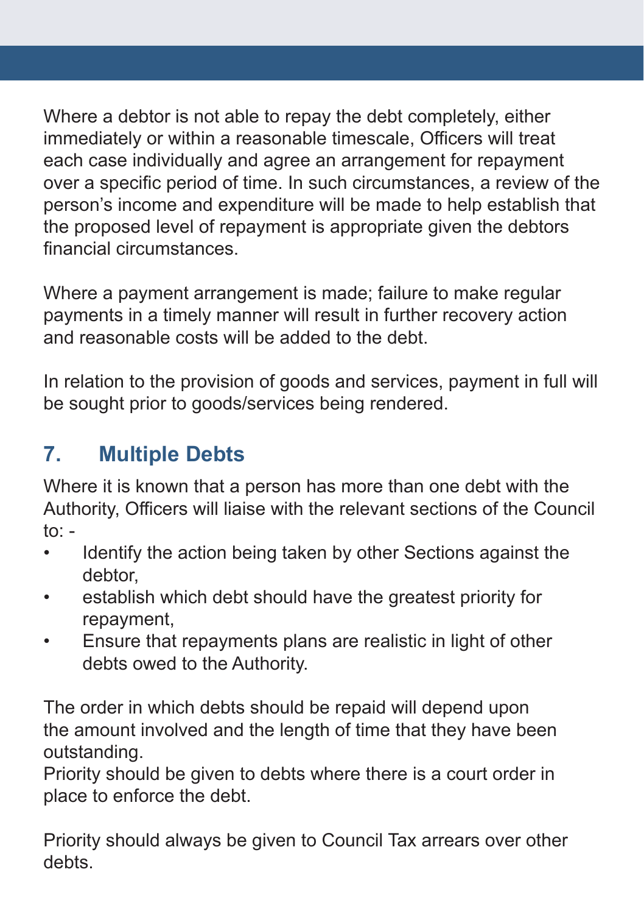Where a debtor is not able to repay the debt completely, either immediately or within a reasonable timescale, Officers will treat each case individually and agree an arrangement for repayment over a specific period of time. In such circumstances, a review of the person's income and expenditure will be made to help establish that the proposed level of repayment is appropriate given the debtors financial circumstances.

Where a payment arrangement is made; failure to make regular payments in a timely manner will result in further recovery action and reasonable costs will be added to the debt.

In relation to the provision of goods and services, payment in full will be sought prior to goods/services being rendered.

## 7. Multiple Debts

Where it is known that a person has more than one debt with the Authority, Officers will liaise with the relevant sections of the Council to: -

- Identify the action being taken by other Sections against the debtor,
- establish which debt should have the greatest priority for repayment,
- Ensure that repayments plans are realistic in light of other debts owed to the Authority.

The order in which debts should be repaid will depend upon the amount involved and the length of time that they have been outstanding.
Priority should be given to debts where there is a court order in place to enforce the debt.

Priority should always be given to Council Tax arrears over other debts.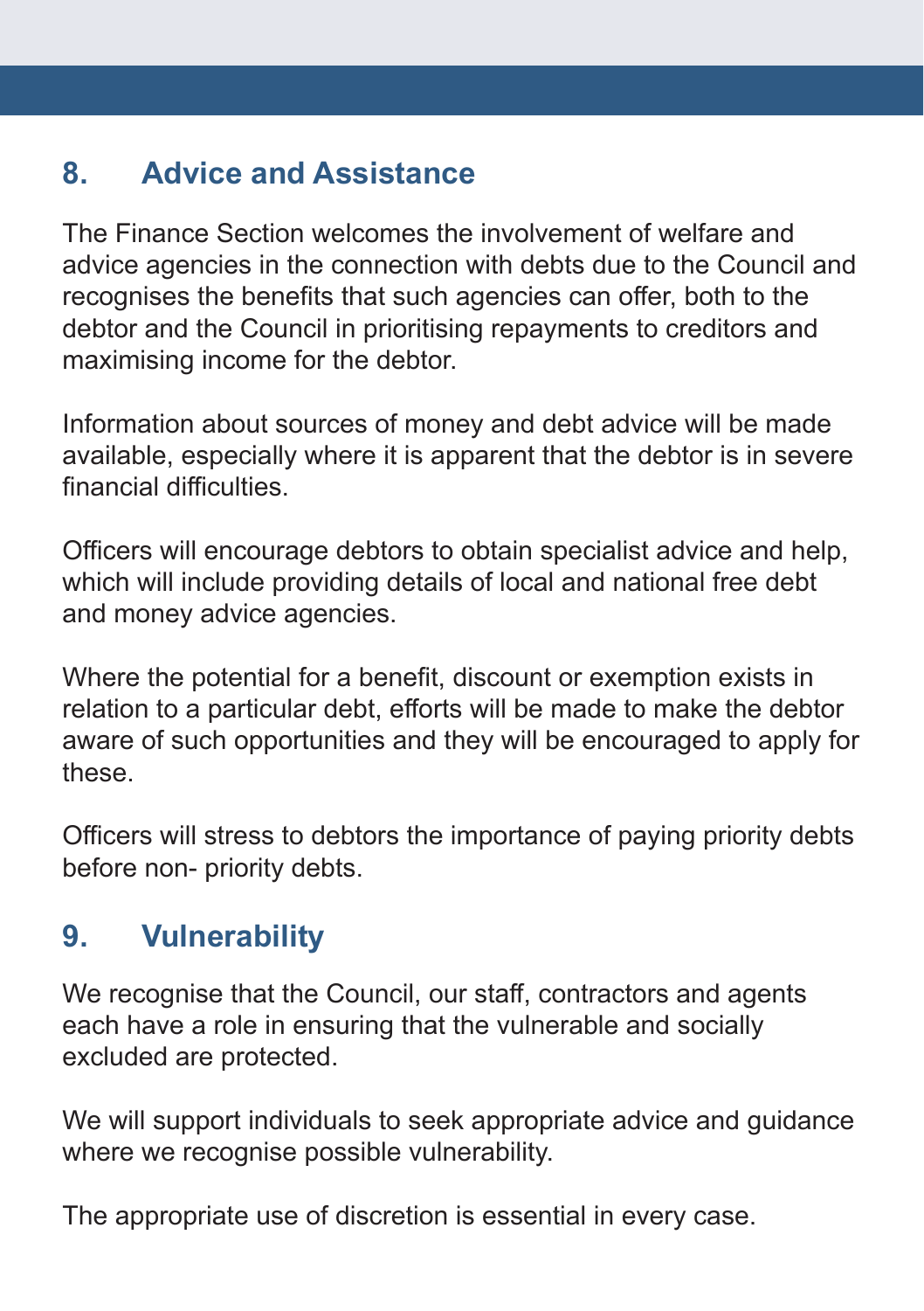## 8. Advice and Assistance

The Finance Section welcomes the involvement of welfare and advice agencies in the connection with debts due to the Council and recognises the benefits that such agencies can offer, both to the debtor and the Council in prioritising repayments to creditors and maximising income for the debtor.

Information about sources of money and debt advice will be made available, especially where it is apparent that the debtor is in severe financial difficulties.

Officers will encourage debtors to obtain specialist advice and help, which will include providing details of local and national free debt and money advice agencies.

Where the potential for a benefit, discount or exemption exists in relation to a particular debt, efforts will be made to make the debtor aware of such opportunities and they will be encouraged to apply for these.

Officers will stress to debtors the importance of paying priority debts before non- priority debts.

## 9. Vulnerability

We recognise that the Council, our staff, contractors and agents each have a role in ensuring that the vulnerable and socially excluded are protected.

We will support individuals to seek appropriate advice and guidance where we recognise possible vulnerability.

The appropriate use of discretion is essential in every case.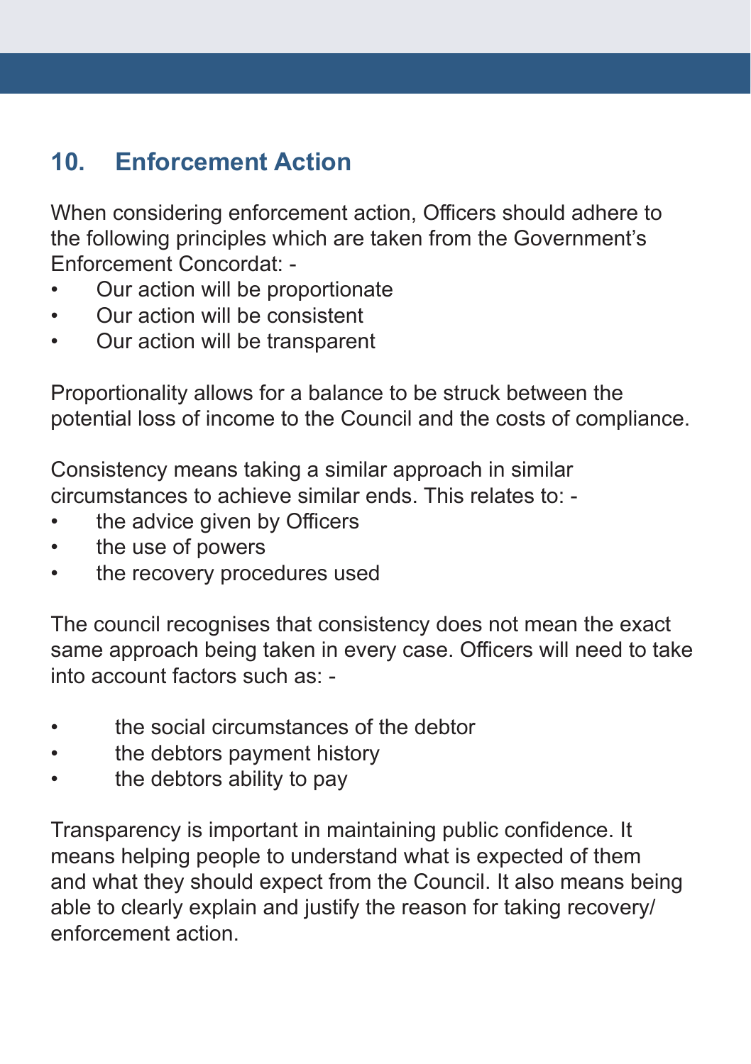## 10. Enforcement Action

When considering enforcement action, Officers should adhere to the following principles which are taken from the Government's Enforcement Concordat: -

- Our action will be proportionate
- Our action will be consistent
- Our action will be transparent

Proportionality allows for a balance to be struck between the potential loss of income to the Council and the costs of compliance.

Consistency means taking a similar approach in similar circumstances to achieve similar ends. This relates to: -

- the advice given by Officers
- the use of powers
- the recovery procedures used

The council recognises that consistency does not mean the exact same approach being taken in every case. Officers will need to take into account factors such as: -

- the social circumstances of the debtor
- the debtors payment history
- the debtors ability to pay

Transparency is important in maintaining public confidence. It means helping people to understand what is expected of them and what they should expect from the Council. It also means being able to clearly explain and justify the reason for taking recovery/ enforcement action.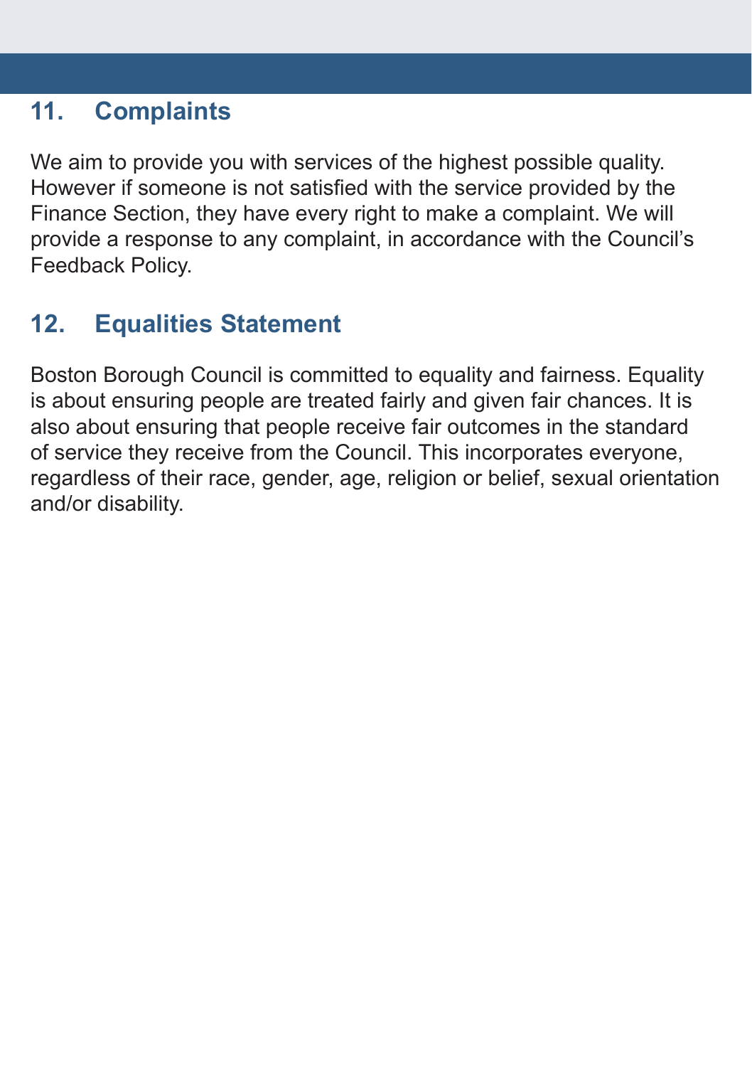## 11. Complaints

We aim to provide you with services of the highest possible quality. However if someone is not satisfied with the service provided by the Finance Section, they have every right to make a complaint. We will provide a response to any complaint, in accordance with the Council's Feedback Policy.

## 12. Equalities Statement

Boston Borough Council is committed to equality and fairness. Equality is about ensuring people are treated fairly and given fair chances. It is also about ensuring that people receive fair outcomes in the standard of service they receive from the Council. This incorporates everyone, regardless of their race, gender, age, religion or belief, sexual orientation and/or disability.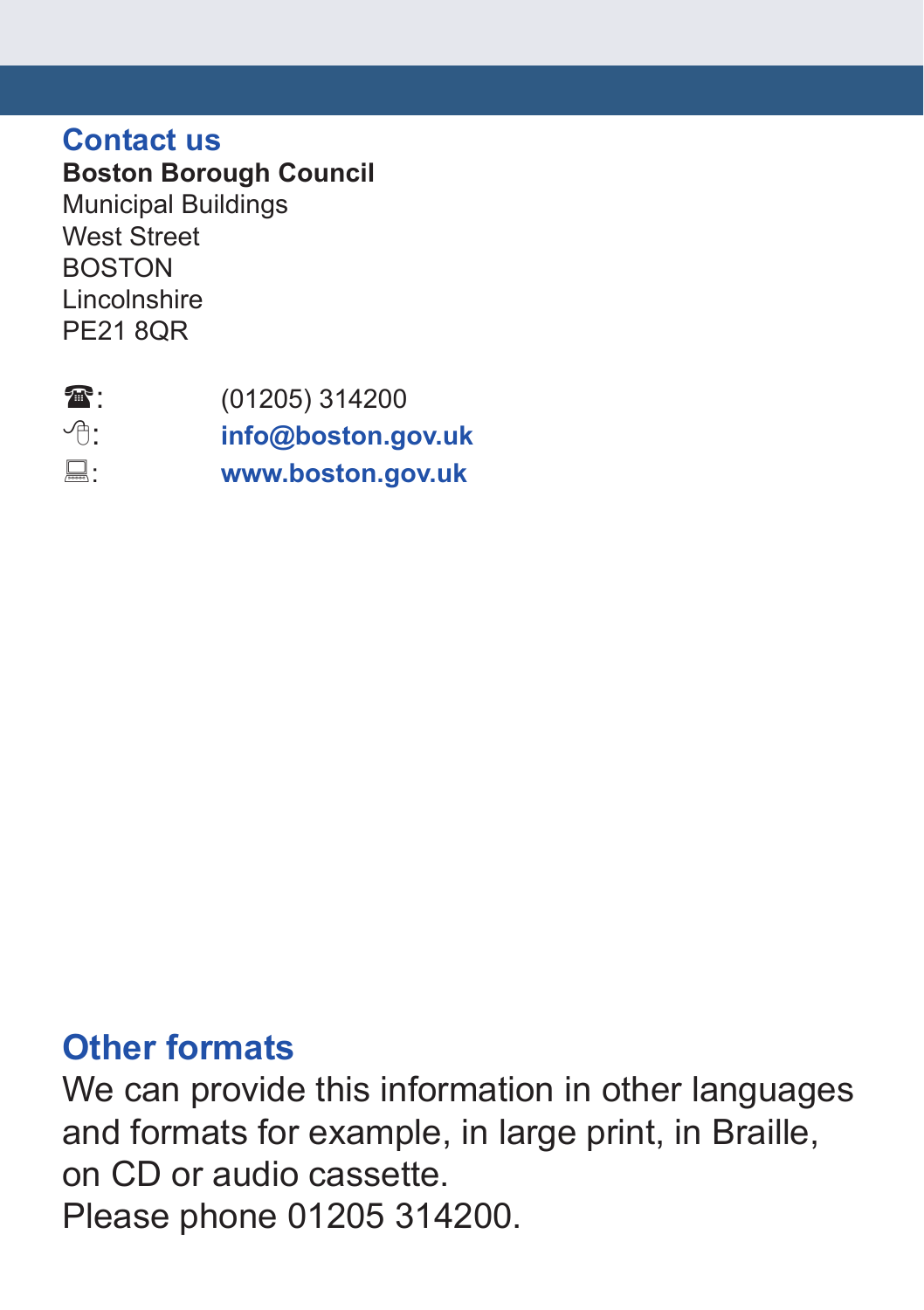## Contact us

**Boston Borough Council**
Municipal Buildings
West Street
BOSTON
Lincolnshire
PE21 8QR

☎: (01205) 314200
🖰: **info@boston.gov.uk**
💻: **www.boston.gov.uk**

## Other formats

We can provide this information in other languages and formats for example, in large print, in Braille, on CD or audio cassette.
Please phone 01205 314200.